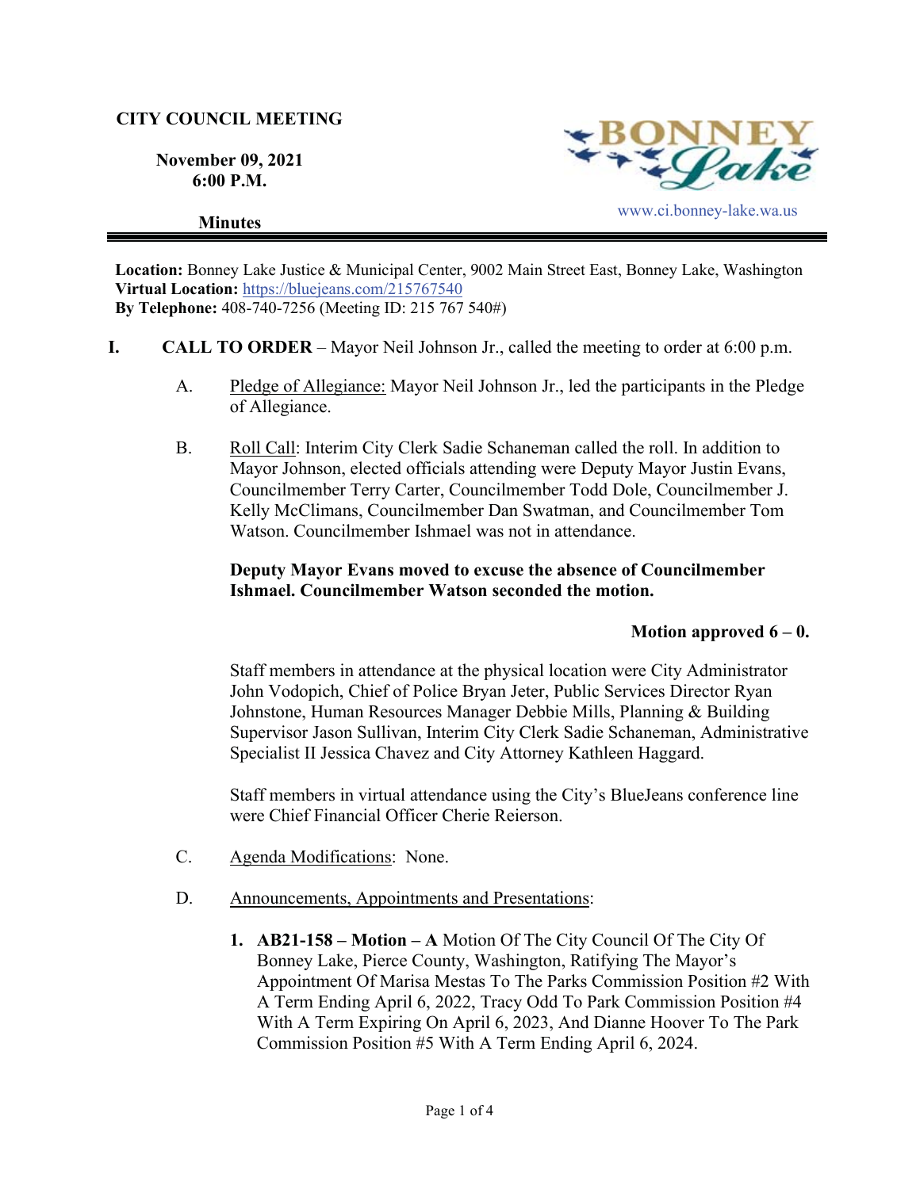**CITY COUNCIL MEETING**

**November 09, 2021**
**6:00 P.M.**

**Minutes**

BONNEY Lake

www.ci.bonney-lake.wa.us

---

**Location:** Bonney Lake Justice & Municipal Center, 9002 Main Street East, Bonney Lake, Washington
**Virtual Location:** https://bluejeans.com/215767540
**By Telephone:** 408-740-7256 (Meeting ID: 215 767 540#)

**I. CALL TO ORDER** – Mayor Neil Johnson Jr., called the meeting to order at 6:00 p.m.

A. Pledge of Allegiance: Mayor Neil Johnson Jr., led the participants in the Pledge of Allegiance.

B. Roll Call: Interim City Clerk Sadie Schaneman called the roll. In addition to Mayor Johnson, elected officials attending were Deputy Mayor Justin Evans, Councilmember Terry Carter, Councilmember Todd Dole, Councilmember J. Kelly McClimans, Councilmember Dan Swatman, and Councilmember Tom Watson. Councilmember Ishmael was not in attendance.

**Deputy Mayor Evans moved to excuse the absence of Councilmember Ishmael. Councilmember Watson seconded the motion.**

**Motion approved 6 – 0.**

Staff members in attendance at the physical location were City Administrator John Vodopich, Chief of Police Bryan Jeter, Public Services Director Ryan Johnstone, Human Resources Manager Debbie Mills, Planning & Building Supervisor Jason Sullivan, Interim City Clerk Sadie Schaneman, Administrative Specialist II Jessica Chavez and City Attorney Kathleen Haggard.

Staff members in virtual attendance using the City's BlueJeans conference line were Chief Financial Officer Cherie Reierson.

C. Agenda Modifications: None.

D. Announcements, Appointments and Presentations:

1. **AB21-158 – Motion – A** Motion Of The City Council Of The City Of Bonney Lake, Pierce County, Washington, Ratifying The Mayor's Appointment Of Marisa Mestas To The Parks Commission Position #2 With A Term Ending April 6, 2022, Tracy Odd To Park Commission Position #4 With A Term Expiring On April 6, 2023, And Dianne Hoover To The Park Commission Position #5 With A Term Ending April 6, 2024.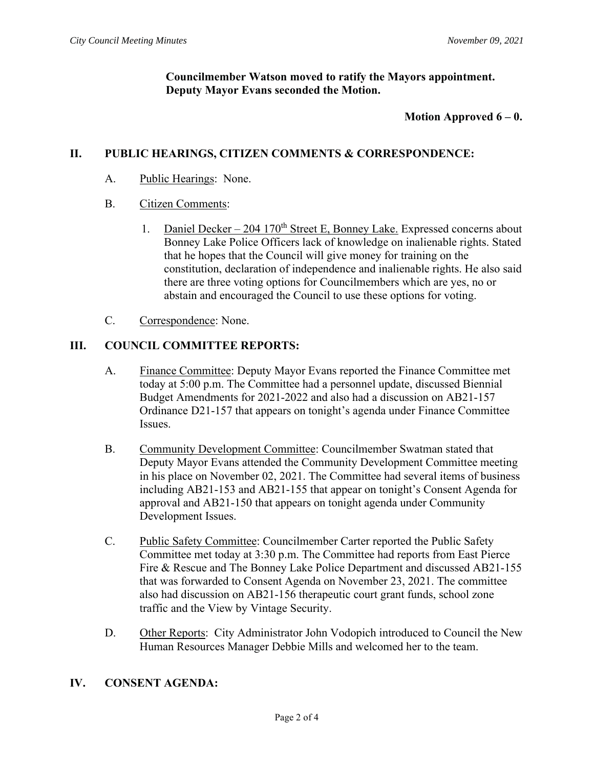**Councilmember Watson moved to ratify the Mayors appointment. Deputy Mayor Evans seconded the Motion.**

**Motion Approved 6 – 0.**

## II. PUBLIC HEARINGS, CITIZEN COMMENTS & CORRESPONDENCE:

A. Public Hearings: None.

B. Citizen Comments:

1. Daniel Decker – 204 170th Street E, Bonney Lake. Expressed concerns about Bonney Lake Police Officers lack of knowledge on inalienable rights. Stated that he hopes that the Council will give money for training on the constitution, declaration of independence and inalienable rights. He also said there are three voting options for Councilmembers which are yes, no or abstain and encouraged the Council to use these options for voting.

C. Correspondence: None.

## III. COUNCIL COMMITTEE REPORTS:

A. Finance Committee: Deputy Mayor Evans reported the Finance Committee met today at 5:00 p.m. The Committee had a personnel update, discussed Biennial Budget Amendments for 2021-2022 and also had a discussion on AB21-157 Ordinance D21-157 that appears on tonight's agenda under Finance Committee Issues.

B. Community Development Committee: Councilmember Swatman stated that Deputy Mayor Evans attended the Community Development Committee meeting in his place on November 02, 2021. The Committee had several items of business including AB21-153 and AB21-155 that appear on tonight's Consent Agenda for approval and AB21-150 that appears on tonight agenda under Community Development Issues.

C. Public Safety Committee: Councilmember Carter reported the Public Safety Committee met today at 3:30 p.m. The Committee had reports from East Pierce Fire & Rescue and The Bonney Lake Police Department and discussed AB21-155 that was forwarded to Consent Agenda on November 23, 2021. The committee also had discussion on AB21-156 therapeutic court grant funds, school zone traffic and the View by Vintage Security.

D. Other Reports: City Administrator John Vodopich introduced to Council the New Human Resources Manager Debbie Mills and welcomed her to the team.

## IV. CONSENT AGENDA: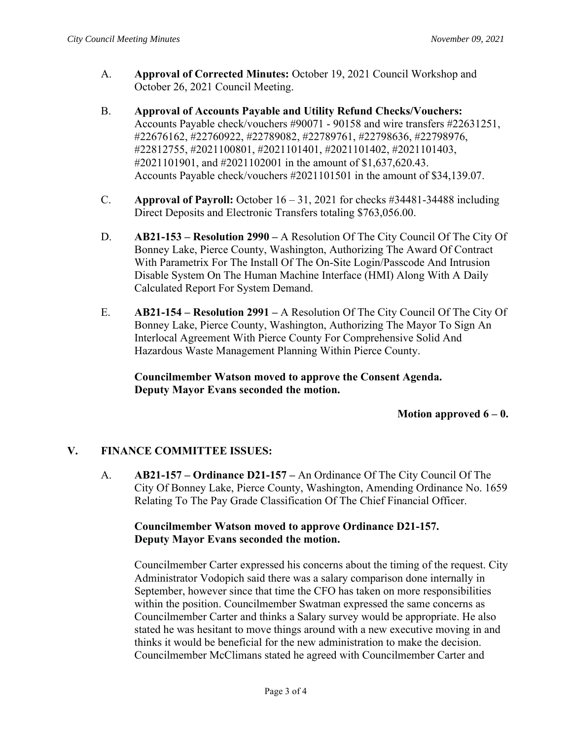A. **Approval of Corrected Minutes:** October 19, 2021 Council Workshop and October 26, 2021 Council Meeting.

B. **Approval of Accounts Payable and Utility Refund Checks/Vouchers:** Accounts Payable check/vouchers #90071 - 90158 and wire transfers #22631251, #22676162, #22760922, #22789082, #22789761, #22798636, #22798976, #22812755, #2021100801, #2021101401, #2021101402, #2021101403, #2021101901, and #2021102001 in the amount of $1,637,620.43. Accounts Payable check/vouchers #2021101501 in the amount of $34,139.07.

C. **Approval of Payroll:** October 16 – 31, 2021 for checks #34481-34488 including Direct Deposits and Electronic Transfers totaling $763,056.00.

D. **AB21-153 – Resolution 2990 –** A Resolution Of The City Council Of The City Of Bonney Lake, Pierce County, Washington, Authorizing The Award Of Contract With Parametrix For The Install Of The On-Site Login/Passcode And Intrusion Disable System On The Human Machine Interface (HMI) Along With A Daily Calculated Report For System Demand.

E. **AB21-154 – Resolution 2991 –** A Resolution Of The City Council Of The City Of Bonney Lake, Pierce County, Washington, Authorizing The Mayor To Sign An Interlocal Agreement With Pierce County For Comprehensive Solid And Hazardous Waste Management Planning Within Pierce County.

**Councilmember Watson moved to approve the Consent Agenda.**
**Deputy Mayor Evans seconded the motion.**

**Motion approved 6 – 0.**

## V. FINANCE COMMITTEE ISSUES:

A. **AB21-157 – Ordinance D21-157 –** An Ordinance Of The City Council Of The City Of Bonney Lake, Pierce County, Washington, Amending Ordinance No. 1659 Relating To The Pay Grade Classification Of The Chief Financial Officer.

**Councilmember Watson moved to approve Ordinance D21-157.**
**Deputy Mayor Evans seconded the motion.**

Councilmember Carter expressed his concerns about the timing of the request. City Administrator Vodopich said there was a salary comparison done internally in September, however since that time the CFO has taken on more responsibilities within the position. Councilmember Swatman expressed the same concerns as Councilmember Carter and thinks a Salary survey would be appropriate. He also stated he was hesitant to move things around with a new executive moving in and thinks it would be beneficial for the new administration to make the decision. Councilmember McClimans stated he agreed with Councilmember Carter and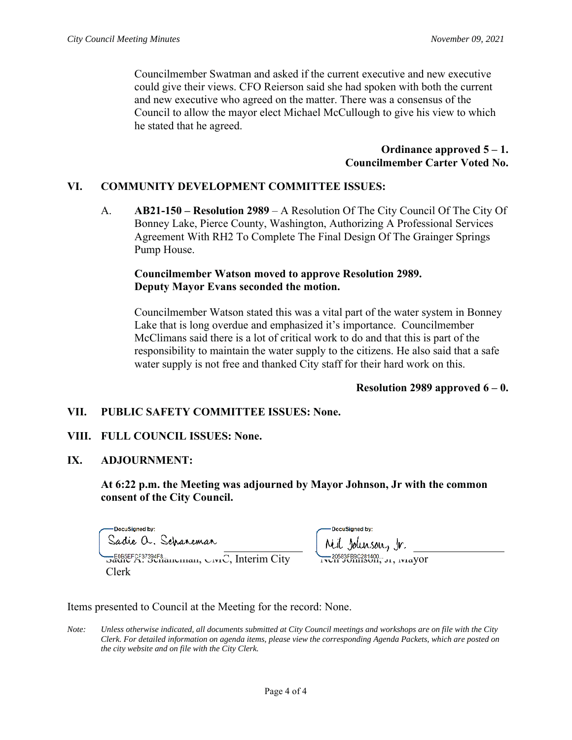Councilmember Swatman and asked if the current executive and new executive could give their views. CFO Reierson said she had spoken with both the current and new executive who agreed on the matter. There was a consensus of the Council to allow the mayor elect Michael McCullough to give his view to which he stated that he agreed.

**Ordinance approved 5 – 1.**
**Councilmember Carter Voted No.**

## VI. COMMUNITY DEVELOPMENT COMMITTEE ISSUES:

A. **AB21-150 – Resolution 2989** – A Resolution Of The City Council Of The City Of Bonney Lake, Pierce County, Washington, Authorizing A Professional Services Agreement With RH2 To Complete The Final Design Of The Grainger Springs Pump House.

**Councilmember Watson moved to approve Resolution 2989.**
**Deputy Mayor Evans seconded the motion.**

Councilmember Watson stated this was a vital part of the water system in Bonney Lake that is long overdue and emphasized it's importance. Councilmember McClimans said there is a lot of critical work to do and that this is part of the responsibility to maintain the water supply to the citizens. He also said that a safe water supply is not free and thanked City staff for their hard work on this.

**Resolution 2989 approved 6 – 0.**

## VII. PUBLIC SAFETY COMMITTEE ISSUES: None.

## VIII. FULL COUNCIL ISSUES: None.

## IX. ADJOURNMENT:

**At 6:22 p.m. the Meeting was adjourned by Mayor Johnson, Jr with the common consent of the City Council.**

DocuSigned by:
Sadie A. Schaneman
E0B5EFCF37394F8...
Sadie A. Schaneman, CMC, Interim City Clerk

DocuSigned by:
Neil Johnson, Jr.
20583FB9C281400...
Neil Johnson, Jr, Mayor

Items presented to Council at the Meeting for the record: None.

*Note: Unless otherwise indicated, all documents submitted at City Council meetings and workshops are on file with the City Clerk. For detailed information on agenda items, please view the corresponding Agenda Packets, which are posted on the city website and on file with the City Clerk.*